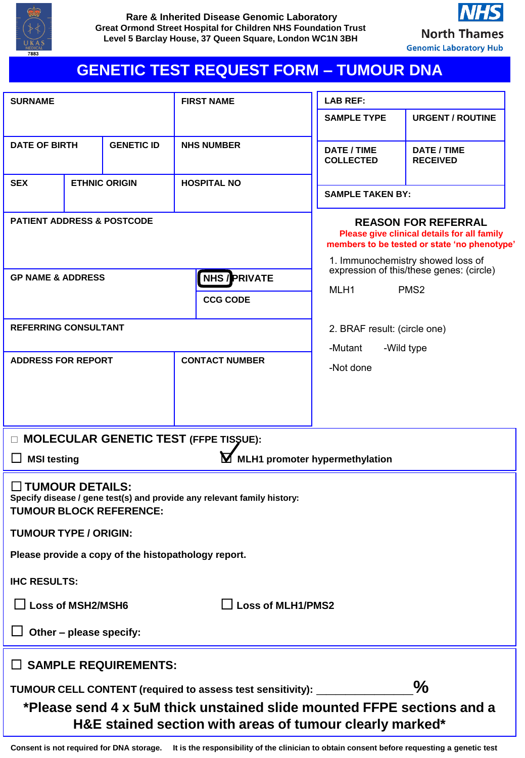Rare & Inherited Disease Genomic Laboratory
Great Ormond Street Hospital for Children NHS Foundation Trust
Level 5 Barclay House, 37 Queen Square, London WC1N 3BH

NHS North Thames Genomic Laboratory Hub

UKAS MEDICAL 7883

# GENETIC TEST REQUEST FORM – TUMOUR DNA

| | |
|---|---|
| **SURNAME** | **FIRST NAME** |
| **DATE OF BIRTH** / **GENETIC ID** | **NHS NUMBER** |
| **SEX** / **ETHNIC ORIGIN** | **HOSPITAL NO** |
| **PATIENT ADDRESS & POSTCODE** | |
| **GP NAME & ADDRESS** | **NHS / PRIVATE** (NHS circled) |
| | **CCG CODE** |
| **REFERRING CONSULTANT** | |
| **ADDRESS FOR REPORT** | **CONTACT NUMBER** |

| | |
|---|---|
| **LAB REF:** | |
| **SAMPLE TYPE** | **URGENT / ROUTINE** |
| **DATE / TIME COLLECTED** | **DATE / TIME RECEIVED** |
| **SAMPLE TAKEN BY:** | |

## REASON FOR REFERRAL

Please give clinical details for all family members to be tested or state 'no phenotype'

1. Immunochemistry showed loss of expression of this/these genes: (circle)

MLH1 PMS2

2. BRAF result: (circle one)

-Mutant -Wild type

-Not done

## ☐ MOLECULAR GENETIC TEST (FFPE TISSUE):

☐ MSI testing ☑ MLH1 promoter hypermethylation

## ☐ TUMOUR DETAILS:

Specify disease / gene test(s) and provide any relevant family history:

**TUMOUR BLOCK REFERENCE:**

**TUMOUR TYPE / ORIGIN:**

**Please provide a copy of the histopathology report.**

**IHC RESULTS:**

☐ Loss of MSH2/MSH6 ☐ Loss of MLH1/PMS2

☐ Other – please specify:

## ☐ SAMPLE REQUIREMENTS:

**TUMOUR CELL CONTENT (required to assess test sensitivity):** ________________%

**\*Please send 4 x 5uM thick unstained slide mounted FFPE sections and a H&E stained section with areas of tumour clearly marked\***

Consent is not required for DNA storage. It is the responsibility of the clinician to obtain consent before requesting a genetic test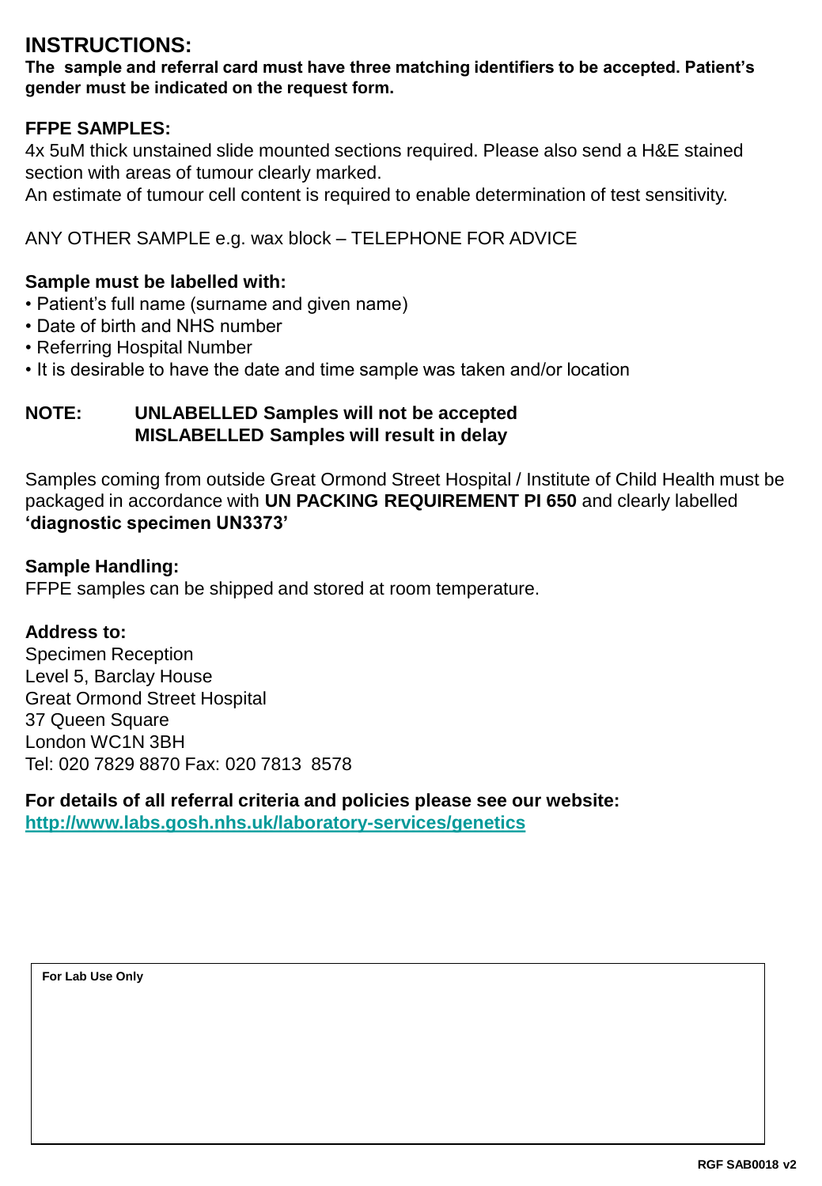# INSTRUCTIONS:

**The sample and referral card must have three matching identifiers to be accepted. Patient's gender must be indicated on the request form.**

**FFPE SAMPLES:**

4x 5uM thick unstained slide mounted sections required. Please also send a H&E stained section with areas of tumour clearly marked.

An estimate of tumour cell content is required to enable determination of test sensitivity.

ANY OTHER SAMPLE e.g. wax block – TELEPHONE FOR ADVICE

**Sample must be labelled with:**

- Patient's full name (surname and given name)
- Date of birth and NHS number
- Referring Hospital Number
- It is desirable to have the date and time sample was taken and/or location

**NOTE: UNLABELLED Samples will not be accepted**
**MISLABELLED Samples will result in delay**

Samples coming from outside Great Ormond Street Hospital / Institute of Child Health must be packaged in accordance with **UN PACKING REQUIREMENT PI 650** and clearly labelled **'diagnostic specimen UN3373'**

**Sample Handling:**

FFPE samples can be shipped and stored at room temperature.

**Address to:**

Specimen Reception
Level 5, Barclay House
Great Ormond Street Hospital
37 Queen Square
London WC1N 3BH
Tel: 020 7829 8870 Fax: 020 7813 8578

**For details of all referral criteria and policies please see our website:**
**http://www.labs.gosh.nhs.uk/laboratory-services/genetics**

**For Lab Use Only**

**RGF SAB0018 v2**